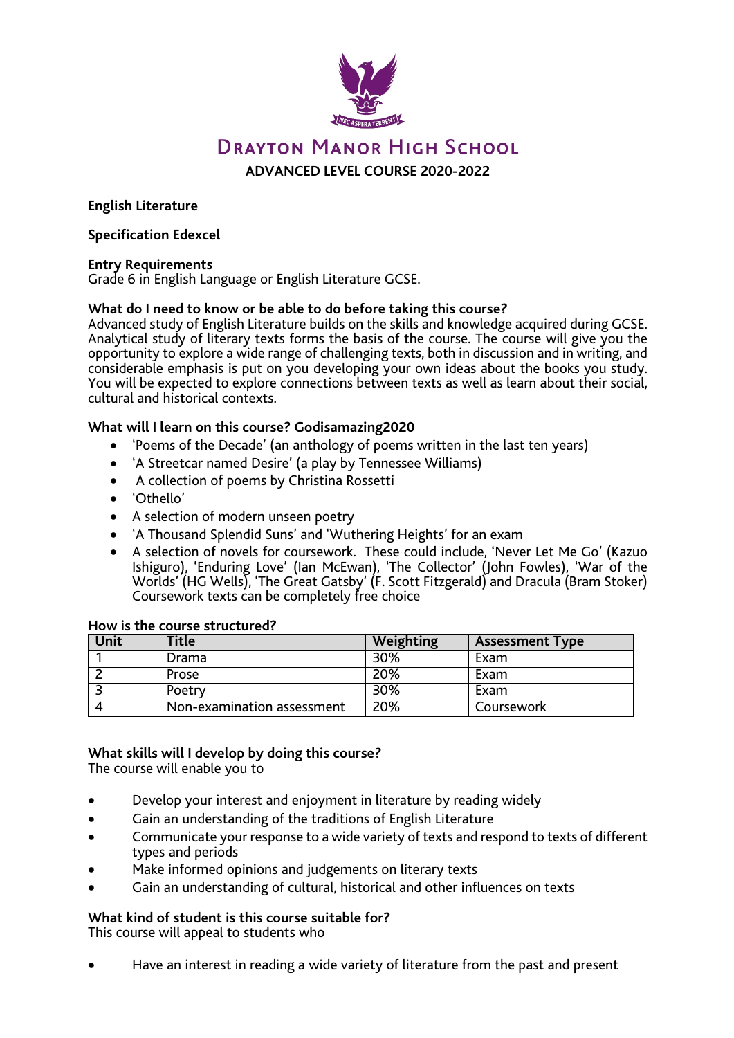# DRAYTON MANOR HIGH SCHOOL

## ADVANCED LEVEL COURSE 2020-2022

**English Literature**

**Specification Edexcel**

**Entry Requirements**
Grade 6 in English Language or English Literature GCSE.

**What do I need to know or be able to do before taking this course?**
Advanced study of English Literature builds on the skills and knowledge acquired during GCSE. Analytical study of literary texts forms the basis of the course. The course will give you the opportunity to explore a wide range of challenging texts, both in discussion and in writing, and considerable emphasis is put on you developing your own ideas about the books you study. You will be expected to explore connections between texts as well as learn about their social, cultural and historical contexts.

**What will I learn on this course? Godisamazing2020**

- 'Poems of the Decade' (an anthology of poems written in the last ten years)
- 'A Streetcar named Desire' (a play by Tennessee Williams)
- A collection of poems by Christina Rossetti
- 'Othello'
- A selection of modern unseen poetry
- 'A Thousand Splendid Suns' and 'Wuthering Heights' for an exam
- A selection of novels for coursework. These could include, 'Never Let Me Go' (Kazuo Ishiguro), 'Enduring Love' (Ian McEwan), 'The Collector' (John Fowles), 'War of the Worlds' (HG Wells), 'The Great Gatsby' (F. Scott Fitzgerald) and Dracula (Bram Stoker) Coursework texts can be completely free choice

**How is the course structured?**

| Unit | Title | Weighting | Assessment Type |
|---|---|---|---|
| 1 | Drama | 30% | Exam |
| 2 | Prose | 20% | Exam |
| 3 | Poetry | 30% | Exam |
| 4 | Non-examination assessment | 20% | Coursework |

**What skills will I develop by doing this course?**
The course will enable you to

- Develop your interest and enjoyment in literature by reading widely
- Gain an understanding of the traditions of English Literature
- Communicate your response to a wide variety of texts and respond to texts of different types and periods
- Make informed opinions and judgements on literary texts
- Gain an understanding of cultural, historical and other influences on texts

**What kind of student is this course suitable for?**
This course will appeal to students who

- Have an interest in reading a wide variety of literature from the past and present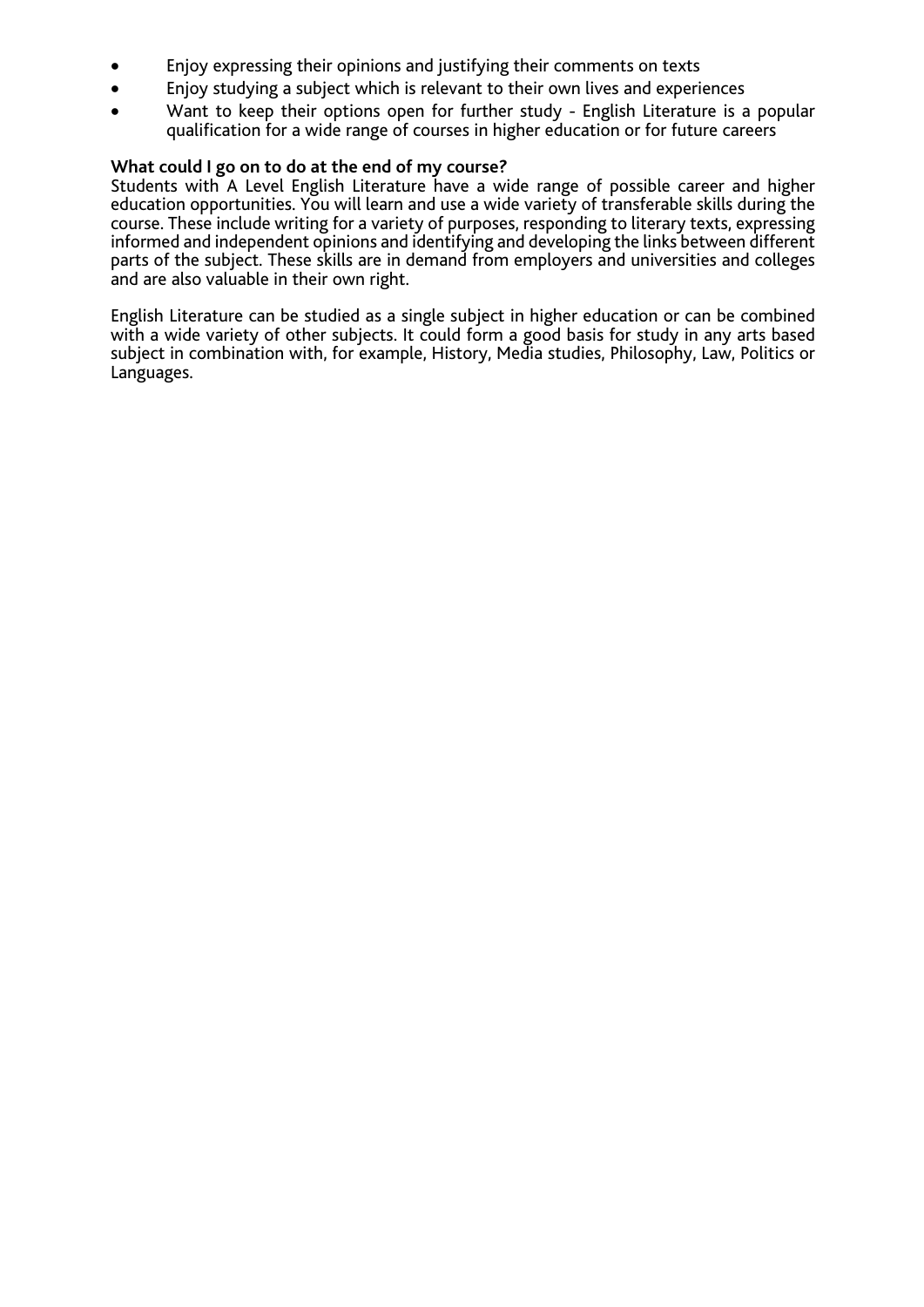- Enjoy expressing their opinions and justifying their comments on texts
- Enjoy studying a subject which is relevant to their own lives and experiences
- Want to keep their options open for further study - English Literature is a popular qualification for a wide range of courses in higher education or for future careers

**What could I go on to do at the end of my course?**

Students with A Level English Literature have a wide range of possible career and higher education opportunities. You will learn and use a wide variety of transferable skills during the course. These include writing for a variety of purposes, responding to literary texts, expressing informed and independent opinions and identifying and developing the links between different parts of the subject. These skills are in demand from employers and universities and colleges and are also valuable in their own right.

English Literature can be studied as a single subject in higher education or can be combined with a wide variety of other subjects. It could form a good basis for study in any arts based subject in combination with, for example, History, Media studies, Philosophy, Law, Politics or Languages.